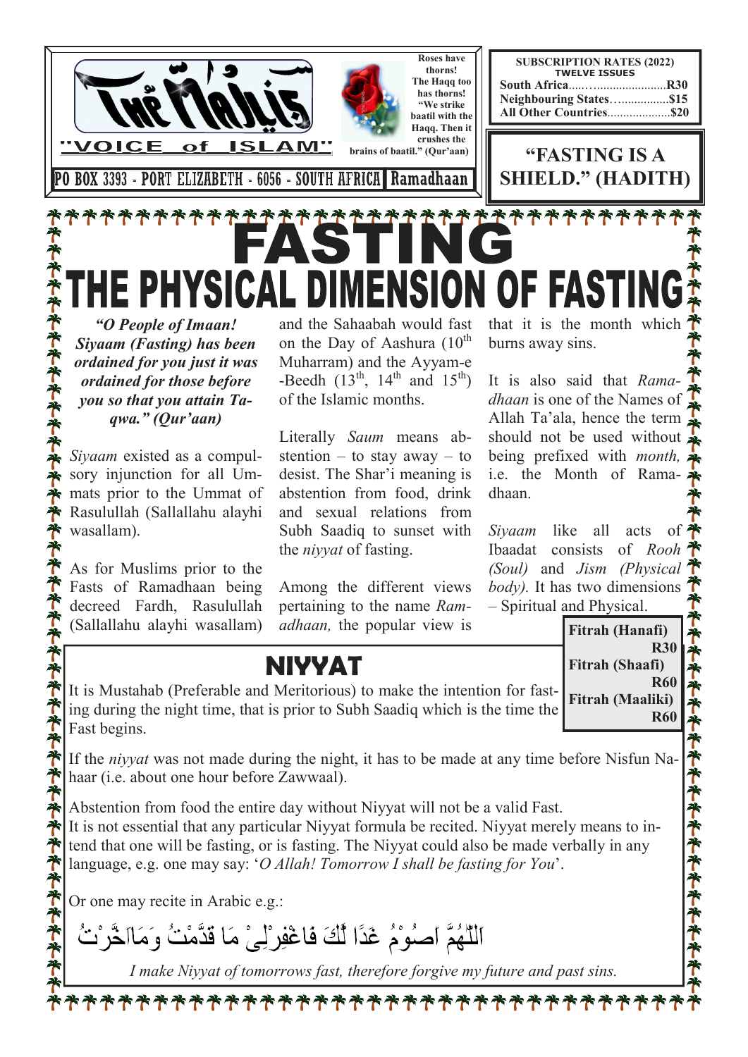# The Majlis

**"VOICE of ISLAM"**

PO BOX 3393 - PORT ELIZABETH - 6056 - SOUTH AFRICA | Ramadhaan

**Roses have thorns! The Haqq too has thorns! "We strike baatil with the Haqq. Then it crushes the brains of baatil." (Qur'aan)**

| SUBSCRIPTION RATES (2022) TWELVE ISSUES | |
|---|---|
| South Africa | R30 |
| Neighbouring States | $15 |
| All Other Countries | $20 |

**"FASTING IS A SHIELD." (HADITH)**

# FASTING

## THE PHYSICAL DIMENSION OF FASTING

***"O People of Imaan! Siyaam (Fasting) has been ordained for you just it was ordained for those before you so that you attain Taqwa." (Qur'aan)***

*Siyaam* existed as a compulsory injunction for all Ummats prior to the Ummat of Rasulullah (Sallallahu alayhi wasallam).

As for Muslims prior to the Fasts of Ramadhaan being decreed Fardh, Rasulullah (Sallallahu alayhi wasallam) and the Sahaabah would fast on the Day of Aashura (10th Muharram) and the Ayyam-e-Beedh (13th, 14th and 15th) of the Islamic months.

Literally *Saum* means abstention – to stay away – to desist. The Shar'i meaning is abstention from food, drink and sexual relations from Subh Saadiq to sunset with the *niyyat* of fasting.

Among the different views pertaining to the name *Ramadhaan,* the popular view is that it is the month which burns away sins.

It is also said that *Ramadhaan* is one of the Names of Allah Ta'ala, hence the term should not be used without being prefixed with *month,* i.e. the Month of Ramadhaan.

*Siyaam* like all acts of Ibaadat consists of *Rooh (Soul)* and *Jism (Physical body).* It has two dimensions – Spiritual and Physical.

| | |
|---|---|
| **Fitrah (Hanafi)** | **R30** |
| **Fitrah (Shaafi)** | **R60** |
| **Fitrah (Maaliki)** | **R60** |

## NIYYAT

It is Mustahab (Preferable and Meritorious) to make the intention for fasting during the night time, that is prior to Subh Saadiq which is the time the Fast begins.

If the *niyyat* was not made during the night, it has to be made at any time before Nisfun Nahaar (i.e. about one hour before Zawwaal).

Abstention from food the entire day without Niyyat will not be a valid Fast.

It is not essential that any particular Niyyat formula be recited. Niyyat merely means to intend that one will be fasting, or is fasting. The Niyyat could also be made verbally in any language, e.g. one may say: '*O Allah! Tomorrow I shall be fasting for You*'.

Or one may recite in Arabic e.g.:

اَللّٰهُمَّ اَصُوْمُ غَدًا لَّكَ فَاغْفِرْلِىْ مَا قَدَّمْتُ وَمَااَخَّرْتُ

*I make Niyyat of tomorrows fast, therefore forgive my future and past sins.*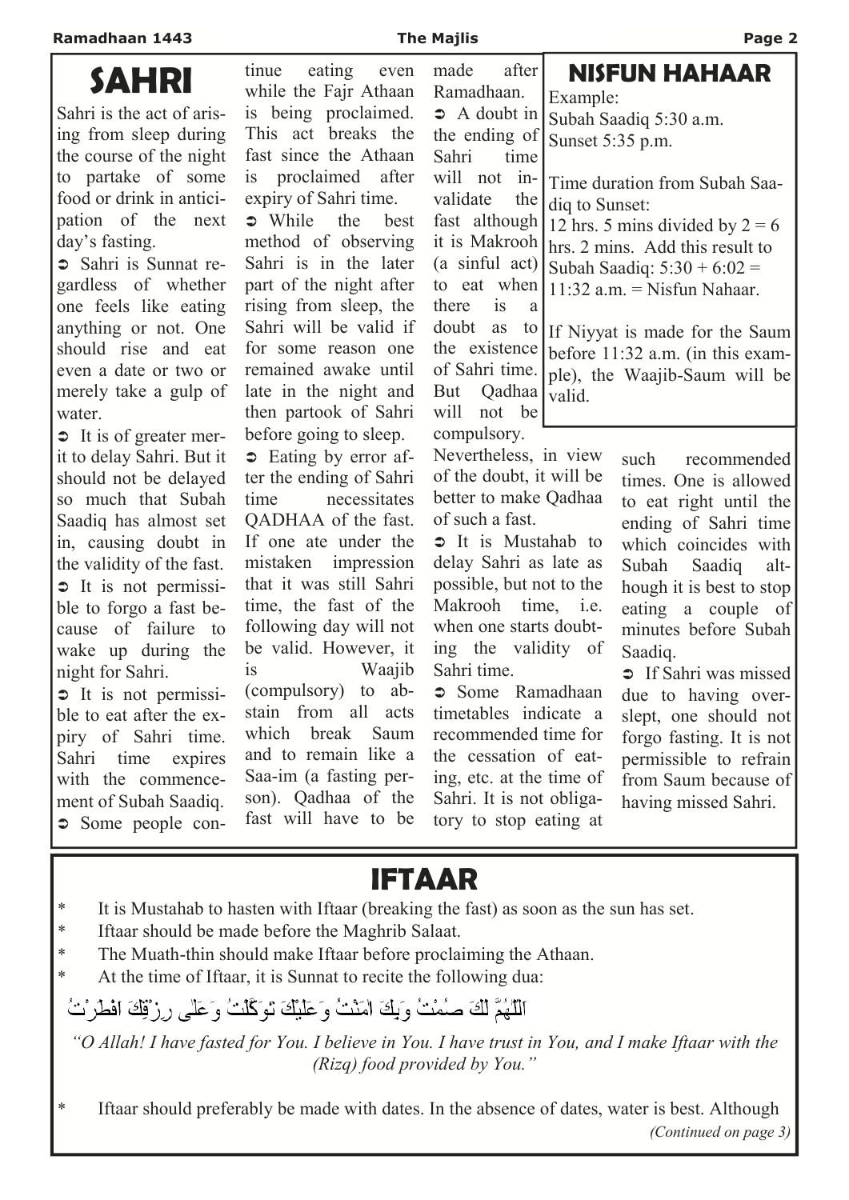# SAHRI

Sahri is the act of arising from sleep during the course of the night to partake of some food or drink in anticipation of the next day's fasting.

➲ Sahri is Sunnat regardless of whether one feels like eating anything or not. One should rise and eat even a date or two or merely take a gulp of water.

➲ It is of greater merit to delay Sahri. But it should not be delayed so much that Subah Saadiq has almost set in, causing doubt in the validity of the fast.

➲ It is not permissible to forgo a fast because of failure to wake up during the night for Sahri.

➲ It is not permissible to eat after the expiry of Sahri time. Sahri time expires with the commencement of Subah Saadiq.

➲ Some people continue eating even while the Fajr Athaan is being proclaimed. This act breaks the fast since the Athaan is proclaimed after expiry of Sahri time.

➲ While the best method of observing Sahri is in the later part of the night after rising from sleep, the Sahri will be valid if for some reason one remained awake until late in the night and then partook of Sahri before going to sleep.

➲ Eating by error after the ending of Sahri time necessitates QADHAA of the fast. If one ate under the mistaken impression that it was still Sahri time, the fast of the following day will not be valid. However, it is Waajib (compulsory) to abstain from all acts which break Saum and to remain like a Saa-im (a fasting person). Qadhaa of the fast will have to be made after Ramadhaan.

➲ A doubt in the ending of Sahri time will not invalidate the fast although it is Makrooh (a sinful act) to eat when there is a doubt as to the existence of Sahri time. But Qadhaa will not be compulsory. Nevertheless, in view of the doubt, it will be better to make Qadhaa of such a fast.

➲ It is Mustahab to delay Sahri as late as possible, but not to the Makrooh time, i.e. when one starts doubting the validity of Sahri time.

➲ Some Ramadhaan timetables indicate a recommended time for the cessation of eating, etc. at the time of Sahri. It is not obligatory to stop eating at such recommended times. One is allowed to eat right until the ending of Sahri time which coincides with Subah Saadiq although it is best to stop eating a couple of minutes before Subah Saadiq.

➲ If Sahri was missed due to having overslept, one should not forgo fasting. It is not permissible to refrain from Saum because of having missed Sahri.

## NISFUN HAHAAR

Example:
Subah Saadiq 5:30 a.m.
Sunset 5:35 p.m.

Time duration from Subah Saadiq to Sunset:
12 hrs. 5 mins divided by 2 = 6 hrs. 2 mins. Add this result to Subah Saadiq: 5:30 + 6:02 = 11:32 a.m. = Nisfun Nahaar.

If Niyyat is made for the Saum before 11:32 a.m. (in this example), the Waajib-Saum will be valid.

# IFTAAR

* It is Mustahab to hasten with Iftaar (breaking the fast) as soon as the sun has set.
* Iftaar should be made before the Maghrib Salaat.
* The Muath-thin should make Iftaar before proclaiming the Athaan.
* At the time of Iftaar, it is Sunnat to recite the following dua:

اَللّٰهُمَّ لَكَ صُمْتُ وَبِكَ اٰمَنْتُ وَعَلَيْكَ تَوَكَّلْتُ وَعَلٰى رِزْقِكَ اَفْطَرْتُ

*"O Allah! I have fasted for You. I believe in You. I have trust in You, and I make Iftaar with the (Rizq) food provided by You."*

* Iftaar should preferably be made with dates. In the absence of dates, water is best. Although

*(Continued on page 3)*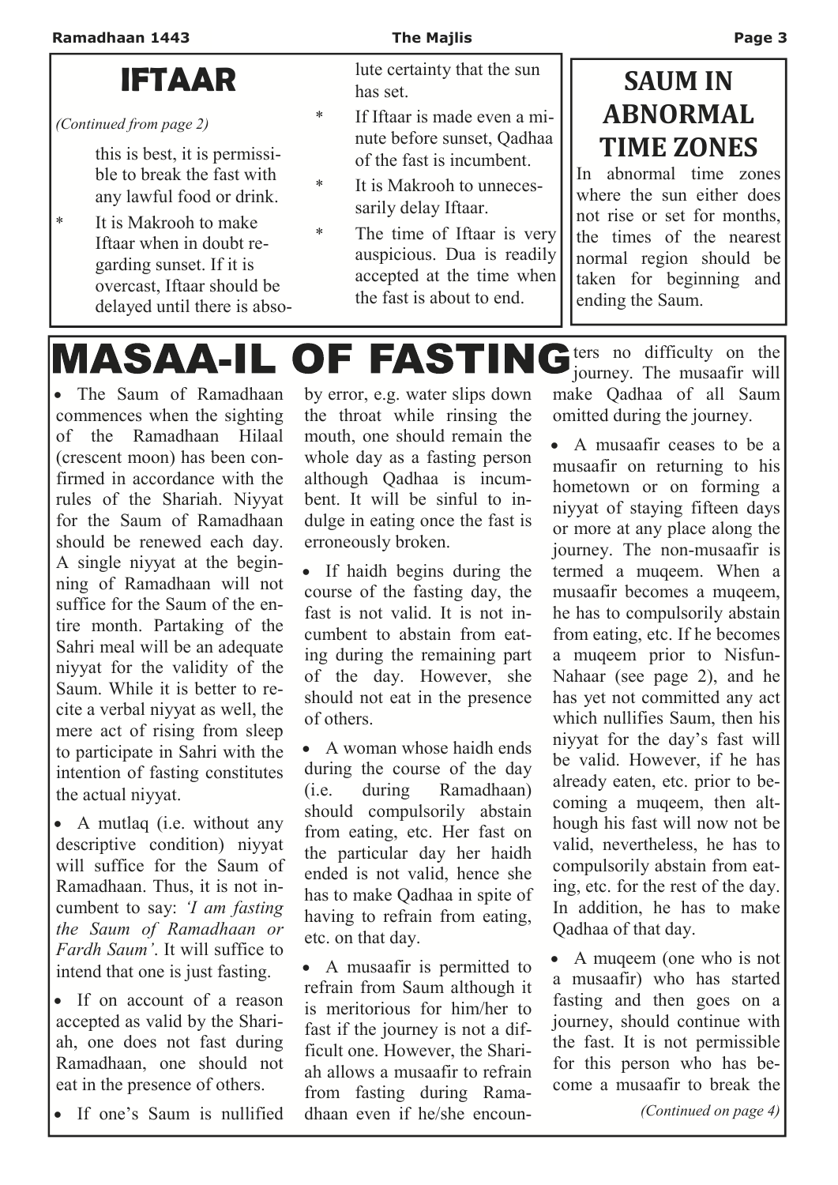# IFTAAR

*(Continued from page 2)*

this is best, it is permissible to break the fast with any lawful food or drink.

* It is Makrooh to make Iftaar when in doubt regarding sunset. If it is overcast, Iftaar should be delayed until there is absolute certainty that the sun has set.
* If Iftaar is made even a minute before sunset, Qadhaa of the fast is incumbent.
* It is Makrooh to unnecessarily delay Iftaar.
* The time of Iftaar is very auspicious. Dua is readily accepted at the time when the fast is about to end.

# SAUM IN ABNORMAL TIME ZONES

In abnormal time zones where the sun either does not rise or set for months, the times of the nearest normal region should be taken for beginning and ending the Saum.

# MASAA-IL OF FASTING

- The Saum of Ramadhaan commences when the sighting of the Ramadhaan Hilaal (crescent moon) has been confirmed in accordance with the rules of the Shariah. Niyyat for the Saum of Ramadhaan should be renewed each day. A single niyyat at the beginning of Ramadhaan will not suffice for the Saum of the entire month. Partaking of the Sahri meal will be an adequate niyyat for the validity of the Saum. While it is better to recite a verbal niyyat as well, the mere act of rising from sleep to participate in Sahri with the intention of fasting constitutes the actual niyyat.
- A mutlaq (i.e. without any descriptive condition) niyyat will suffice for the Saum of Ramadhaan. Thus, it is not incumbent to say: *'I am fasting the Saum of Ramadhaan or Fardh Saum'*. It will suffice to intend that one is just fasting.
- If on account of a reason accepted as valid by the Shariah, one does not fast during Ramadhaan, one should not eat in the presence of others.
- If one's Saum is nullified by error, e.g. water slips down the throat while rinsing the mouth, one should remain the whole day as a fasting person although Qadhaa is incumbent. It will be sinful to indulge in eating once the fast is erroneously broken.
- If haidh begins during the course of the fasting day, the fast is not valid. It is not incumbent to abstain from eating during the remaining part of the day. However, she should not eat in the presence of others.
- A woman whose haidh ends during the course of the day (i.e. during Ramadhaan) should compulsorily abstain from eating, etc. Her fast on the particular day her haidh ended is not valid, hence she has to make Qadhaa in spite of having to refrain from eating, etc. on that day.
- A musaafir is permitted to refrain from Saum although it is meritorious for him/her to fast if the journey is not a difficult one. However, the Shariah allows a musaafir to refrain from fasting during Ramadhaan even if he/she encounters no difficulty on the journey. The musaafir will make Qadhaa of all Saum omitted during the journey.
- A musaafir ceases to be a musaafir on returning to his hometown or on forming a niyyat of staying fifteen days or more at any place along the journey. The non-musaafir is termed a muqeem. When a musaafir becomes a muqeem, he has to compulsorily abstain from eating, etc. If he becomes a muqeem prior to Nisfun-Nahaar (see page 2), and he has yet not committed any act which nullifies Saum, then his niyyat for the day's fast will be valid. However, if he has already eaten, etc. prior to becoming a muqeem, then although his fast will now not be valid, nevertheless, he has to compulsorily abstain from eating, etc. for the rest of the day. In addition, he has to make Qadhaa of that day.
- A muqeem (one who is not a musaafir) who has started fasting and then goes on a journey, should continue with the fast. It is not permissible for this person who has become a musaafir to break the

*(Continued on page 4)*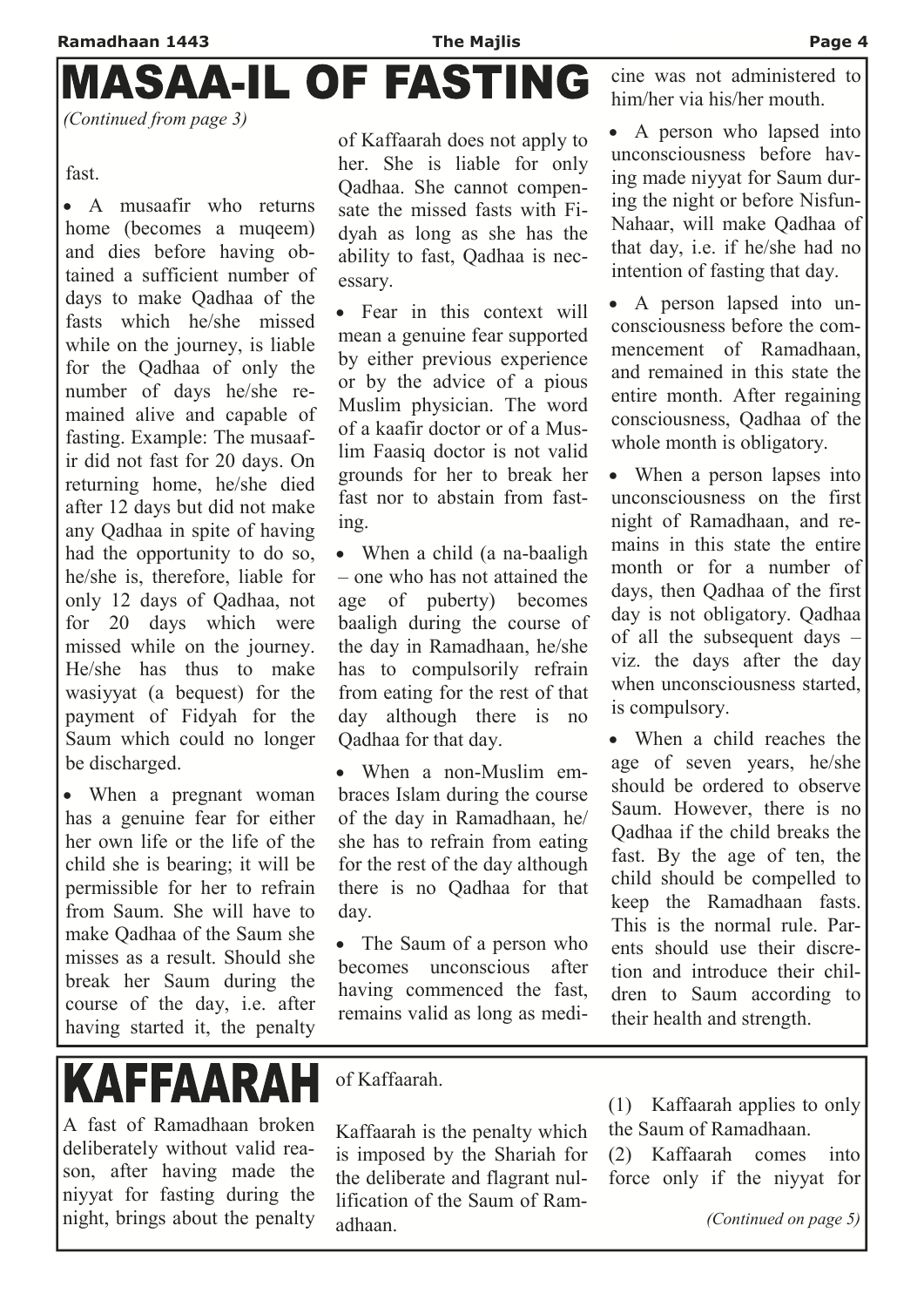# MASAA-IL OF FASTING

*(Continued from page 3)*

fast.

- A musaafir who returns home (becomes a muqeem) and dies before having obtained a sufficient number of days to make Qadhaa of the fasts which he/she missed while on the journey, is liable for the Qadhaa of only the number of days he/she remained alive and capable of fasting. Example: The musaafir did not fast for 20 days. On returning home, he/she died after 12 days but did not make any Qadhaa in spite of having had the opportunity to do so, he/she is, therefore, liable for only 12 days of Qadhaa, not for 20 days which were missed while on the journey. He/she has thus to make wasiyyat (a bequest) for the payment of Fidyah for the Saum which could no longer be discharged.
- When a pregnant woman has a genuine fear for either her own life or the life of the child she is bearing; it will be permissible for her to refrain from Saum. She will have to make Qadhaa of the Saum she misses as a result. Should she break her Saum during the course of the day, i.e. after having started it, the penalty of Kaffaarah does not apply to her. She is liable for only Qadhaa. She cannot compensate the missed fasts with Fidyah as long as she has the ability to fast, Qadhaa is necessary.
- Fear in this context will mean a genuine fear supported by either previous experience or by the advice of a pious Muslim physician. The word of a kaafir doctor or of a Muslim Faasiq doctor is not valid grounds for her to break her fast nor to abstain from fasting.
- When a child (a na-baaligh – one who has not attained the age of puberty) becomes baaligh during the course of the day in Ramadhaan, he/she has to compulsorily refrain from eating for the rest of that day although there is no Qadhaa for that day.
- When a non-Muslim embraces Islam during the course of the day in Ramadhaan, he/she has to refrain from eating for the rest of the day although there is no Qadhaa for that day.
- The Saum of a person who becomes unconscious after having commenced the fast, remains valid as long as medicine was not administered to him/her via his/her mouth.
- A person who lapsed into unconsciousness before having made niyyat for Saum during the night or before Nisfun-Nahaar, will make Qadhaa of that day, i.e. if he/she had no intention of fasting that day.
- A person lapsed into unconsciousness before the commencement of Ramadhaan, and remained in this state the entire month. After regaining consciousness, Qadhaa of the whole month is obligatory.
- When a person lapses into unconsciousness on the first night of Ramadhaan, and remains in this state the entire month or for a number of days, then Qadhaa of the first day is not obligatory. Qadhaa of all the subsequent days – viz. the days after the day when unconsciousness started, is compulsory.
- When a child reaches the age of seven years, he/she should be ordered to observe Saum. However, there is no Qadhaa if the child breaks the fast. By the age of ten, the child should be compelled to keep the Ramadhaan fasts. This is the normal rule. Parents should use their discretion and introduce their children to Saum according to their health and strength.

# KAFFAARAH

A fast of Ramadhaan broken deliberately without valid reason, after having made the niyyat for fasting during the night, brings about the penalty of Kaffaarah.

Kaffaarah is the penalty which is imposed by the Shariah for the deliberate and flagrant nullification of the Saum of Ramadhaan.

(1) Kaffaarah applies to only the Saum of Ramadhaan.

(2) Kaffaarah comes into force only if the niyyat for

*(Continued on page 5)*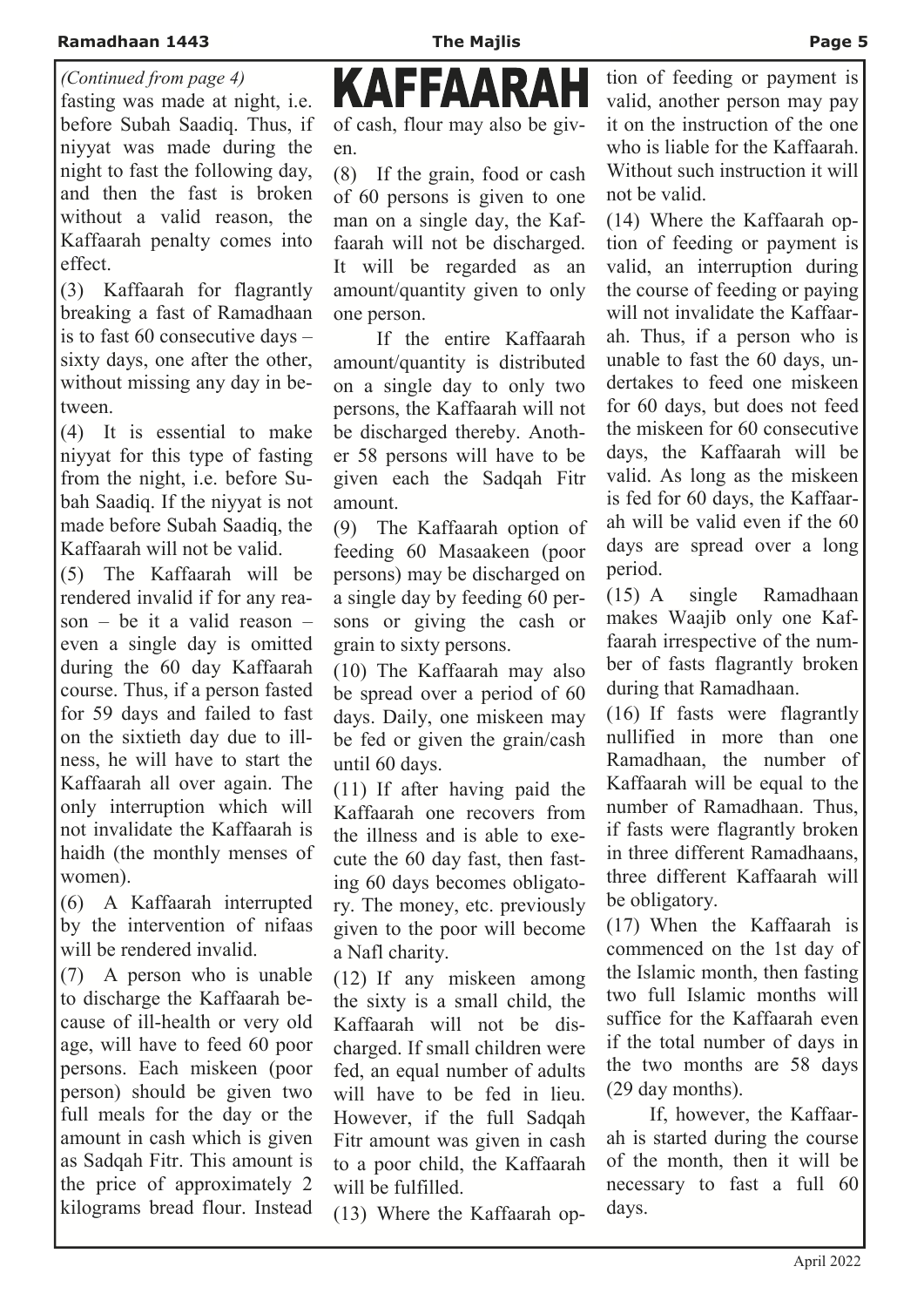*(Continued from page 4)*

fasting was made at night, i.e. before Subah Saadiq. Thus, if niyyat was made during the night to fast the following day, and then the fast is broken without a valid reason, the Kaffaarah penalty comes into effect.

(3) Kaffaarah for flagrantly breaking a fast of Ramadhaan is to fast 60 consecutive days – sixty days, one after the other, without missing any day in between.

(4) It is essential to make niyyat for this type of fasting from the night, i.e. before Subah Saadiq. If the niyyat is not made before Subah Saadiq, the Kaffaarah will not be valid.

(5) The Kaffaarah will be rendered invalid if for any reason – be it a valid reason – even a single day is omitted during the 60 day Kaffaarah course. Thus, if a person fasted for 59 days and failed to fast on the sixtieth day due to illness, he will have to start the Kaffaarah all over again. The only interruption which will not invalidate the Kaffaarah is haidh (the monthly menses of women).

(6) A Kaffaarah interrupted by the intervention of nifaas will be rendered invalid.

(7) A person who is unable to discharge the Kaffaarah because of ill-health or very old age, will have to feed 60 poor persons. Each miskeen (poor person) should be given two full meals for the day or the amount in cash which is given as Sadqah Fitr. This amount is the price of approximately 2 kilograms bread flour. Instead

# KAFFAARAH

of cash, flour may also be given.

(8) If the grain, food or cash of 60 persons is given to one man on a single day, the Kaffaarah will not be discharged. It will be regarded as an amount/quantity given to only one person.

If the entire Kaffaarah amount/quantity is distributed on a single day to only two persons, the Kaffaarah will not be discharged thereby. Another 58 persons will have to be given each the Sadqah Fitr amount.

(9) The Kaffaarah option of feeding 60 Masaakeen (poor persons) may be discharged on a single day by feeding 60 persons or giving the cash or grain to sixty persons.

(10) The Kaffaarah may also be spread over a period of 60 days. Daily, one miskeen may be fed or given the grain/cash until 60 days.

(11) If after having paid the Kaffaarah one recovers from the illness and is able to execute the 60 day fast, then fasting 60 days becomes obligatory. The money, etc. previously given to the poor will become a Nafl charity.

(12) If any miskeen among the sixty is a small child, the Kaffaarah will not be discharged. If small children were fed, an equal number of adults will have to be fed in lieu. However, if the full Sadqah Fitr amount was given in cash to a poor child, the Kaffaarah will be fulfilled.

(13) Where the Kaffaarah option of feeding or payment is valid, another person may pay it on the instruction of the one who is liable for the Kaffaarah. Without such instruction it will not be valid.

(14) Where the Kaffaarah option of feeding or payment is valid, an interruption during the course of feeding or paying will not invalidate the Kaffaarah. Thus, if a person who is unable to fast the 60 days, undertakes to feed one miskeen for 60 days, but does not feed the miskeen for 60 consecutive days, the Kaffaarah will be valid. As long as the miskeen is fed for 60 days, the Kaffaarah will be valid even if the 60 days are spread over a long period.

(15) A single Ramadhaan makes Waajib only one Kaffaarah irrespective of the number of fasts flagrantly broken during that Ramadhaan.

(16) If fasts were flagrantly nullified in more than one Ramadhaan, the number of Kaffaarah will be equal to the number of Ramadhaan. Thus, if fasts were flagrantly broken in three different Ramadhaans, three different Kaffaarah will be obligatory.

(17) When the Kaffaarah is commenced on the 1st day of the Islamic month, then fasting two full Islamic months will suffice for the Kaffaarah even if the total number of days in the two months are 58 days (29 day months).

If, however, the Kaffaarah is started during the course of the month, then it will be necessary to fast a full 60 days.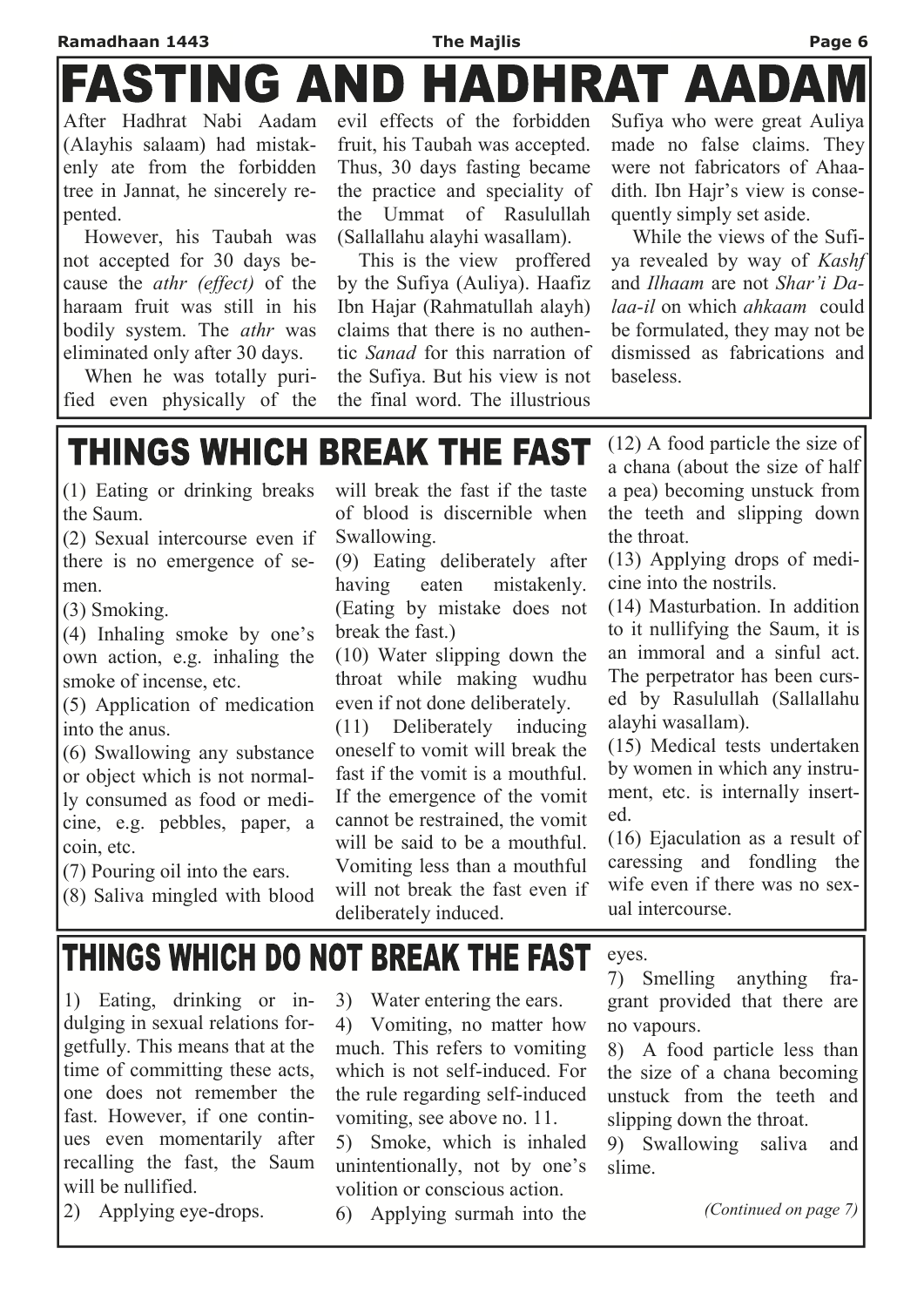# FASTING AND HADHRAT AADAM

After Hadhrat Nabi Aadam (Alayhis salaam) had mistakenly ate from the forbidden tree in Jannat, he sincerely repented.

However, his Taubah was not accepted for 30 days because the *athr (effect)* of the haraam fruit was still in his bodily system. The *athr* was eliminated only after 30 days.

When he was totally purified even physically of the evil effects of the forbidden fruit, his Taubah was accepted. Thus, 30 days fasting became the practice and speciality of the Ummat of Rasulullah (Sallallahu alayhi wasallam).

This is the view proffered by the Sufiya (Auliya). Haafiz Ibn Hajar (Rahmatullah alayh) claims that there is no authentic *Sanad* for this narration of the Sufiya. But his view is not the final word. The illustrious Sufiya who were great Auliya made no false claims. They were not fabricators of Ahaadith. Ibn Hajr's view is consequently simply set aside.

While the views of the Sufiya revealed by way of *Kashf* and *Ilhaam* are not *Shar'i Dalaa-il* on which *ahkaam* could be formulated, they may not be dismissed as fabrications and baseless.

# THINGS WHICH BREAK THE FAST

(1) Eating or drinking breaks the Saum.

(2) Sexual intercourse even if there is no emergence of semen.

(3) Smoking.

(4) Inhaling smoke by one's own action, e.g. inhaling the smoke of incense, etc.

(5) Application of medication into the anus.

(6) Swallowing any substance or object which is not normally consumed as food or medicine, e.g. pebbles, paper, a coin, etc.

(7) Pouring oil into the ears.

(8) Saliva mingled with blood will break the fast if the taste of blood is discernible when Swallowing.

(9) Eating deliberately after having eaten mistakenly. (Eating by mistake does not break the fast.)

(10) Water slipping down the throat while making wudhu even if not done deliberately.

(11) Deliberately inducing oneself to vomit will break the fast if the vomit is a mouthful. If the emergence of the vomit cannot be restrained, the vomit will be said to be a mouthful. Vomiting less than a mouthful will not break the fast even if deliberately induced.

(12) A food particle the size of a chana (about the size of half a pea) becoming unstuck from the teeth and slipping down the throat.

(13) Applying drops of medicine into the nostrils.

(14) Masturbation. In addition to it nullifying the Saum, it is an immoral and a sinful act. The perpetrator has been cursed by Rasulullah (Sallallahu alayhi wasallam).

(15) Medical tests undertaken by women in which any instrument, etc. is internally inserted.

(16) Ejaculation as a result of caressing and fondling the wife even if there was no sexual intercourse.

# THINGS WHICH DO NOT BREAK THE FAST

1) Eating, drinking or indulging in sexual relations forgetfully. This means that at the time of committing these acts, one does not remember the fast. However, if one continues even momentarily after recalling the fast, the Saum will be nullified.

2) Applying eye-drops.

3) Water entering the ears.

4) Vomiting, no matter how much. This refers to vomiting which is not self-induced. For the rule regarding self-induced vomiting, see above no. 11.

5) Smoke, which is inhaled unintentionally, not by one's volition or conscious action.

6) Applying surmah into the eyes.

7) Smelling anything fragrant provided that there are no vapours.

8) A food particle less than the size of a chana becoming unstuck from the teeth and slipping down the throat.

9) Swallowing saliva and slime.

*(Continued on page 7)*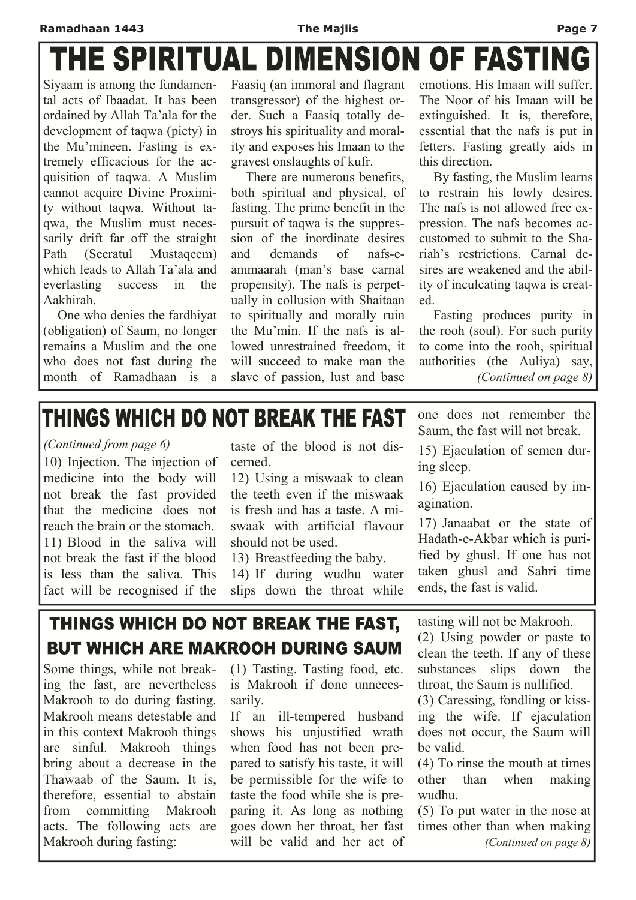# THE SPIRITUAL DIMENSION OF FASTING

Siyaam is among the fundamental acts of Ibaadat. It has been ordained by Allah Ta'ala for the development of taqwa (piety) in the Mu'mineen. Fasting is extremely efficacious for the acquisition of taqwa. A Muslim cannot acquire Divine Proximity without taqwa. Without taqwa, the Muslim must necessarily drift far off the straight Path (Seeratul Mustaqeem) which leads to Allah Ta'ala and everlasting success in the Aakhirah.

One who denies the fardhiyat (obligation) of Saum, no longer remains a Muslim and the one who does not fast during the month of Ramadhaan is a Faasiq (an immoral and flagrant transgressor) of the highest order. Such a Faasiq totally destroys his spirituality and morality and exposes his Imaan to the gravest onslaughts of kufr.

There are numerous benefits, both spiritual and physical, of fasting. The prime benefit in the pursuit of taqwa is the suppression of the inordinate desires and demands of nafs-e-ammaarah (man's base carnal propensity). The nafs is perpetually in collusion with Shaitaan to spiritually and morally ruin the Mu'min. If the nafs is allowed unrestrained freedom, it will succeed to make man the slave of passion, lust and base emotions. His Imaan will suffer. The Noor of his Imaan will be extinguished. It is, therefore, essential that the nafs is put in fetters. Fasting greatly aids in this direction.

By fasting, the Muslim learns to restrain his lowly desires. The nafs is not allowed free expression. The nafs becomes accustomed to submit to the Shariah's restrictions. Carnal desires are weakened and the ability of inculcating taqwa is created.

Fasting produces purity in the rooh (soul). For such purity to come into the rooh, spiritual authorities (the Auliya) say,

*(Continued on page 8)*

# THINGS WHICH DO NOT BREAK THE FAST

*(Continued from page 6)*

10) Injection. The injection of medicine into the body will not break the fast provided that the medicine does not reach the brain or the stomach.

11) Blood in the saliva will not break the fast if the blood is less than the saliva. This fact will be recognised if the taste of the blood is not discerned.

12) Using a miswaak to clean the teeth even if the miswaak is fresh and has a taste. A miswaak with artificial flavour should not be used.

13) Breastfeeding the baby.

14) If during wudhu water slips down the throat while one does not remember the Saum, the fast will not break.

15) Ejaculation of semen during sleep.

16) Ejaculation caused by imagination.

17) Janaabat or the state of Hadath-e-Akbar which is purified by ghusl. If one has not taken ghusl and Sahri time ends, the fast is valid.

# THINGS WHICH DO NOT BREAK THE FAST, BUT WHICH ARE MAKROOH DURING SAUM

Some things, while not breaking the fast, are nevertheless Makrooh to do during fasting. Makrooh means detestable and in this context Makrooh things are sinful. Makrooh things bring about a decrease in the Thawaab of the Saum. It is, therefore, essential to abstain from committing Makrooh acts. The following acts are Makrooh during fasting:

(1) Tasting. Tasting food, etc. is Makrooh if done unnecessarily.

If an ill-tempered husband shows his unjustified wrath when food has not been prepared to satisfy his taste, it will be permissible for the wife to taste the food while she is preparing it. As long as nothing goes down her throat, her fast will be valid and her act of tasting will not be Makrooh.

(2) Using powder or paste to clean the teeth. If any of these substances slips down the throat, the Saum is nullified.

(3) Caressing, fondling or kissing the wife. If ejaculation does not occur, the Saum will be valid.

(4) To rinse the mouth at times other than when making wudhu.

(5) To put water in the nose at times other than when making

*(Continued on page 8)*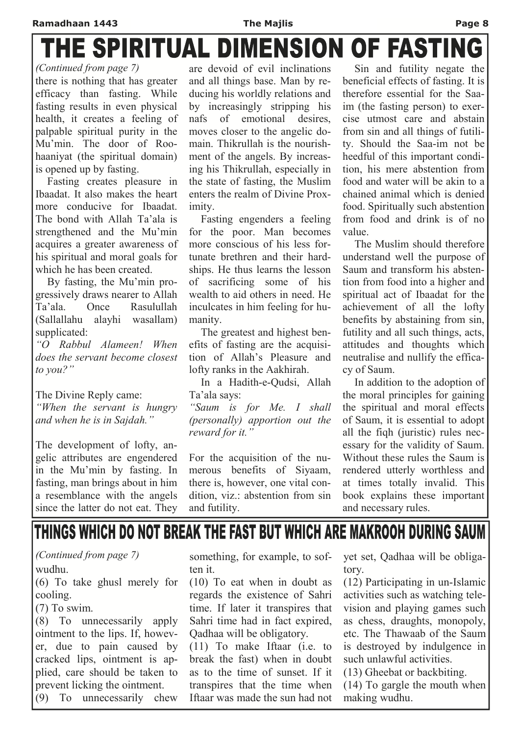# THE SPIRITUAL DIMENSION OF FASTING

*(Continued from page 7)*

there is nothing that has greater efficacy than fasting. While fasting results in even physical health, it creates a feeling of palpable spiritual purity in the Mu'min. The door of Roohaaniyat (the spiritual domain) is opened up by fasting.

Fasting creates pleasure in Ibaadat. It also makes the heart more conducive for Ibaadat. The bond with Allah Ta'ala is strengthened and the Mu'min acquires a greater awareness of his spiritual and moral goals for which he has been created.

By fasting, the Mu'min progressively draws nearer to Allah Ta'ala. Once Rasulullah (Sallallahu alayhi wasallam) supplicated:

*"O Rabbul Alameen! When does the servant become closest to you?"*

The Divine Reply came:

*"When the servant is hungry and when he is in Sajdah."*

The development of lofty, angelic attributes are engendered in the Mu'min by fasting. In fasting, man brings about in him a resemblance with the angels since the latter do not eat. They are devoid of evil inclinations and all things base. Man by reducing his worldly relations and by increasingly stripping his nafs of emotional desires, moves closer to the angelic domain. Thikrullah is the nourishment of the angels. By increasing his Thikrullah, especially in the state of fasting, the Muslim enters the realm of Divine Proximity.

Fasting engenders a feeling for the poor. Man becomes more conscious of his less fortunate brethren and their hardships. He thus learns the lesson of sacrificing some of his wealth to aid others in need. He inculcates in him feeling for humanity.

The greatest and highest benefits of fasting are the acquisition of Allah's Pleasure and lofty ranks in the Aakhirah.

In a Hadith-e-Qudsi, Allah Ta'ala says:

*"Saum is for Me. I shall (personally) apportion out the reward for it."*

For the acquisition of the numerous benefits of Siyaam, there is, however, one vital condition, viz.: abstention from sin and futility.

Sin and futility negate the beneficial effects of fasting. It is therefore essential for the Saa-im (the fasting person) to exercise utmost care and abstain from sin and all things of futility. Should the Saa-im not be heedful of this important condition, his mere abstention from food and water will be akin to a chained animal which is denied food. Spiritually such abstention from food and drink is of no value.

The Muslim should therefore understand well the purpose of Saum and transform his abstention from food into a higher and spiritual act of Ibaadat for the achievement of all the lofty benefits by abstaining from sin, futility and all such things, acts, attitudes and thoughts which neutralise and nullify the efficacy of Saum.

In addition to the adoption of the moral principles for gaining the spiritual and moral effects of Saum, it is essential to adopt all the fiqh (juristic) rules necessary for the validity of Saum. Without these rules the Saum is rendered utterly worthless and at times totally invalid. This book explains these important and necessary rules.

# THINGS WHICH DO NOT BREAK THE FAST BUT WHICH ARE MAKROOH DURING SAUM

*(Continued from page 7)*

wudhu.

(6) To take ghusl merely for cooling.

(7) To swim.

(8) To unnecessarily apply ointment to the lips. If, however, due to pain caused by cracked lips, ointment is applied, care should be taken to prevent licking the ointment.

(9) To unnecessarily chew something, for example, to soften it.

(10) To eat when in doubt as regards the existence of Sahri time. If later it transpires that Sahri time had in fact expired, Qadhaa will be obligatory.

(11) To make Iftaar (i.e. to break the fast) when in doubt as to the time of sunset. If it transpires that the time when Iftaar was made the sun had not yet set, Qadhaa will be obligatory.

(12) Participating in un-Islamic activities such as watching television and playing games such as chess, draughts, monopoly, etc. The Thawaab of the Saum is destroyed by indulgence in such unlawful activities.

(13) Gheebat or backbiting.

(14) To gargle the mouth when making wudhu.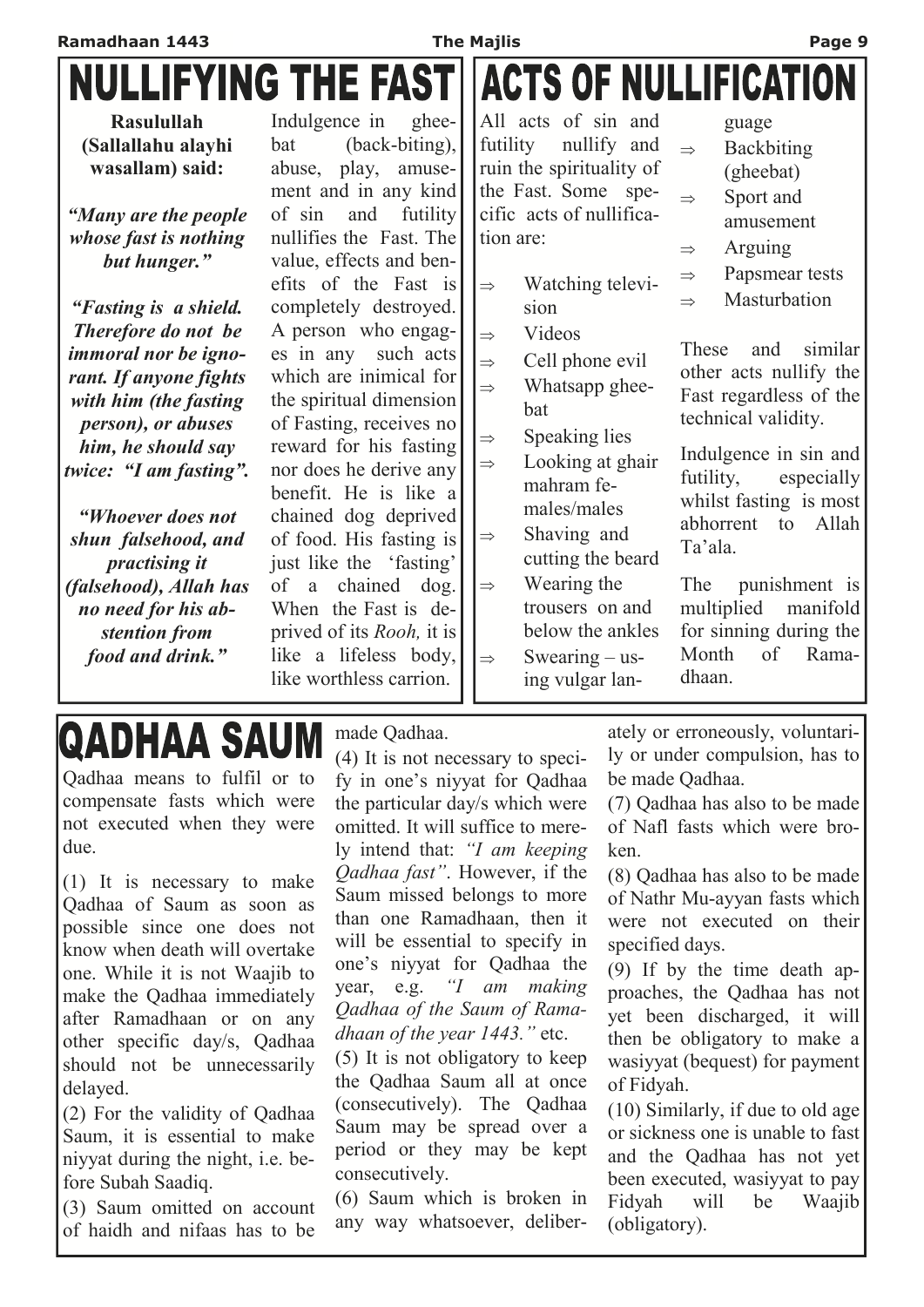# NULLIFYING THE FAST

**Rasulullah (Sallallahu alayhi wasallam) said:**

***"Many are the people whose fast is nothing but hunger."***

***"Fasting is a shield. Therefore do not be immoral nor be ignorant. If anyone fights with him (the fasting person), or abuses him, he should say twice: "I am fasting".***

***"Whoever does not shun falsehood, and practising it (falsehood), Allah has no need for his abstention from food and drink."***

Indulgence in gheebat (back-biting), abuse, play, amusement and in any kind of sin and futility nullifies the Fast. The value, effects and benefits of the Fast is completely destroyed. A person who engages in any such acts which are inimical for the spiritual dimension of Fasting, receives no reward for his fasting nor does he derive any benefit. He is like a chained dog deprived of food. His fasting is just like the 'fasting' of a chained dog. When the Fast is deprived of its *Rooh,* it is like a lifeless body, like worthless carrion.

# ACTS OF NULLIFICATION

All acts of sin and futility nullify and ruin the spirituality of the Fast. Some specific acts of nullification are:

- Watching television
- Videos
- Cell phone evil
- Whatsapp gheebat
- Speaking lies
- Looking at ghair mahram females/males
- Shaving and cutting the beard
- Wearing the trousers on and below the ankles
- Swearing – using vulgar language
- Backbiting (gheebat)
- Sport and amusement
- Arguing
- Papsmear tests
- Masturbation

These and similar other acts nullify the Fast regardless of the technical validity.

Indulgence in sin and futility, especially whilst fasting is most abhorrent to Allah Ta'ala.

The punishment is multiplied manifold for sinning during the Month of Ramadhaan.

# QADHAA SAUM

Qadhaa means to fulfil or to compensate fasts which were not executed when they were due.

(1) It is necessary to make Qadhaa of Saum as soon as possible since one does not know when death will overtake one. While it is not Waajib to make the Qadhaa immediately after Ramadhaan or on any other specific day/s, Qadhaa should not be unnecessarily delayed.

(2) For the validity of Qadhaa Saum, it is essential to make niyyat during the night, i.e. before Subah Saadiq.

(3) Saum omitted on account of haidh and nifaas has to be made Qadhaa.

(4) It is not necessary to specify in one's niyyat for Qadhaa the particular day/s which were omitted. It will suffice to merely intend that: *"I am keeping Qadhaa fast"*. However, if the Saum missed belongs to more than one Ramadhaan, then it will be essential to specify in one's niyyat for Qadhaa the year, e.g. *"I am making Qadhaa of the Saum of Ramadhaan of the year 1443."* etc.

(5) It is not obligatory to keep the Qadhaa Saum all at once (consecutively). The Qadhaa Saum may be spread over a period or they may be kept consecutively.

(6) Saum which is broken in any way whatsoever, deliberately or erroneously, voluntarily or under compulsion, has to be made Qadhaa.

(7) Qadhaa has also to be made of Nafl fasts which were broken.

(8) Qadhaa has also to be made of Nathr Mu-ayyan fasts which were not executed on their specified days.

(9) If by the time death approaches, the Qadhaa has not yet been discharged, it will then be obligatory to make a wasiyyat (bequest) for payment of Fidyah.

(10) Similarly, if due to old age or sickness one is unable to fast and the Qadhaa has not yet been executed, wasiyyat to pay Fidyah will be Waajib (obligatory).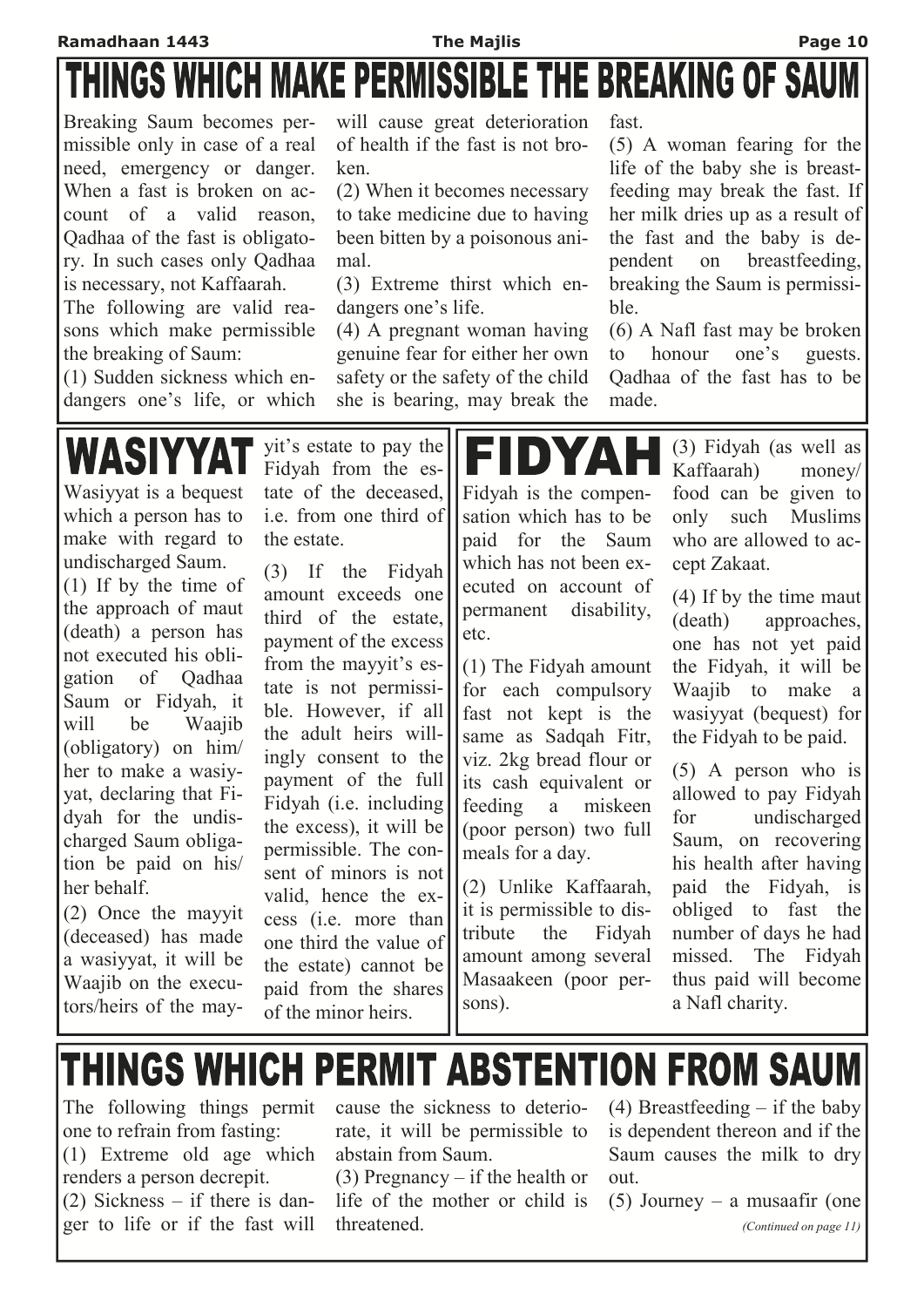# THINGS WHICH MAKE PERMISSIBLE THE BREAKING OF SAUM

Breaking Saum becomes permissible only in case of a real need, emergency or danger. When a fast is broken on account of a valid reason, Qadhaa of the fast is obligatory. In such cases only Qadhaa is necessary, not Kaffaarah.

The following are valid reasons which make permissible the breaking of Saum:

(1) Sudden sickness which endangers one's life, or which will cause great deterioration of health if the fast is not broken.

(2) When it becomes necessary to take medicine due to having been bitten by a poisonous animal.

(3) Extreme thirst which endangers one's life.

(4) A pregnant woman having genuine fear for either her own safety or the safety of the child she is bearing, may break the fast.

(5) A woman fearing for the life of the baby she is breastfeeding may break the fast. If her milk dries up as a result of the fast and the baby is dependent on breastfeeding, breaking the Saum is permissible.

(6) A Nafl fast may be broken to honour one's guests. Qadhaa of the fast has to be made.

# WASIYYAT

Wasiyyat is a bequest which a person has to make with regard to undischarged Saum.

(1) If by the time of the approach of maut (death) a person has not executed his obligation of Qadhaa Saum or Fidyah, it will be Waajib (obligatory) on him/her to make a wasiyyat, declaring that Fidyah for the undischarged Saum obligation be paid on his/her behalf.

(2) Once the mayyit (deceased) has made a wasiyyat, it will be Waajib on the executors/heirs of the mayyit's estate to pay the Fidyah from the estate of the deceased, i.e. from one third of the estate.

(3) If the Fidyah amount exceeds one third of the estate, payment of the excess from the mayyit's estate is not permissible. However, if all the adult heirs willingly consent to the payment of the full Fidyah (i.e. including the excess), it will be permissible. The consent of minors is not valid, hence the excess (i.e. more than one third the value of the estate) cannot be paid from the shares of the minor heirs.

# FIDYAH

Fidyah is the compensation which has to be paid for the Saum which has not been executed on account of permanent disability, etc.

(1) The Fidyah amount for each compulsory fast not kept is the same as Sadqah Fitr, viz. 2kg bread flour or its cash equivalent or feeding a miskeen (poor person) two full meals for a day.

(2) Unlike Kaffaarah, it is permissible to distribute the Fidyah amount among several Masaakeen (poor persons).

(3) Fidyah (as well as Kaffaarah) money/food can be given to only such Muslims who are allowed to accept Zakaat.

(4) If by the time maut (death) approaches, one has not yet paid the Fidyah, it will be Waajib to make a wasiyyat (bequest) for the Fidyah to be paid.

(5) A person who is allowed to pay Fidyah for undischarged Saum, on recovering his health after having paid the Fidyah, is obliged to fast the number of days he had missed. The Fidyah thus paid will become a Nafl charity.

# THINGS WHICH PERMIT ABSTENTION FROM SAUM

The following things permit one to refrain from fasting:

(1) Extreme old age which renders a person decrepit.

(2) Sickness – if there is danger to life or if the fast will cause the sickness to deteriorate, it will be permissible to abstain from Saum.

(3) Pregnancy – if the health or life of the mother or child is threatened.

(4) Breastfeeding – if the baby is dependent thereon and if the Saum causes the milk to dry out.

(5) Journey – a musaafir (one

*(Continued on page 11)*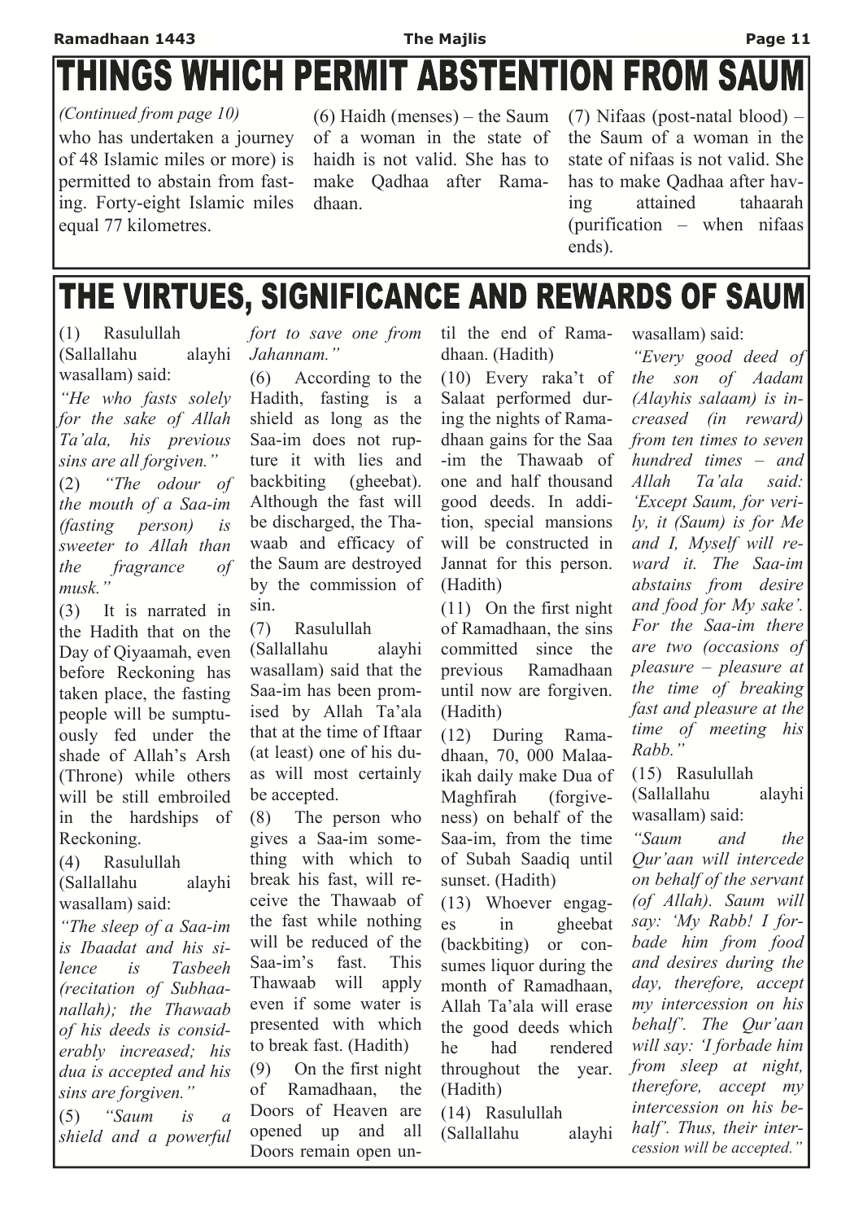# THINGS WHICH PERMIT ABSTENTION FROM SAUM

*(Continued from page 10)*

who has undertaken a journey of 48 Islamic miles or more) is permitted to abstain from fasting. Forty-eight Islamic miles equal 77 kilometres.

(6) Haidh (menses) – the Saum of a woman in the state of haidh is not valid. She has to make Qadhaa after Ramadhaan.

(7) Nifaas (post-natal blood) – the Saum of a woman in the state of nifaas is not valid. She has to make Qadhaa after having attained tahaarah (purification – when nifaas ends).

# THE VIRTUES, SIGNIFICANCE AND REWARDS OF SAUM

(1) Rasulullah (Sallallahu alayhi wasallam) said:

*"He who fasts solely for the sake of Allah Ta'ala, his previous sins are all forgiven."*

(2) *"The odour of the mouth of a Saa-im (fasting person) is sweeter to Allah than the fragrance of musk."*

(3) It is narrated in the Hadith that on the Day of Qiyaamah, even before Reckoning has taken place, the fasting people will be sumptuously fed under the shade of Allah's Arsh (Throne) while others will be still embroiled in the hardships of Reckoning.

(4) Rasulullah (Sallallahu alayhi wasallam) said:

*"The sleep of a Saa-im is Ibaadat and his silence is Tasbeeh (recitation of Subhaanallah); the Thawaab of his deeds is considerably increased; his dua is accepted and his sins are forgiven."*

(5) *"Saum is a shield and a powerful fort to save one from Jahannam."*

(6) According to the Hadith, fasting is a shield as long as the Saa-im does not rupture it with lies and backbiting (gheebat). Although the fast will be discharged, the Thawaab and efficacy of the Saum are destroyed by the commission of sin.

(7) Rasulullah (Sallallahu alayhi wasallam) said that the Saa-im has been promised by Allah Ta'ala that at the time of Iftaar (at least) one of his duas will most certainly be accepted.

(8) The person who gives a Saa-im something with which to break his fast, will receive the Thawaab of the fast while nothing will be reduced of the Saa-im's fast. This Thawaab will apply even if some water is presented with which to break fast. (Hadith)

(9) On the first night of Ramadhaan, the Doors of Heaven are opened up and all Doors remain open until the end of Ramadhaan. (Hadith)

(10) Every raka't of Salaat performed during the nights of Ramadhaan gains for the Saa-im the Thawaab of one and half thousand good deeds. In addition, special mansions will be constructed in Jannat for this person. (Hadith)

(11) On the first night of Ramadhaan, the sins committed since the previous Ramadhaan until now are forgiven. (Hadith)

(12) During Ramadhaan, 70, 000 Malaaikah daily make Dua of Maghfirah (forgiveness) on behalf of the Saa-im, from the time of Subah Saadiq until sunset. (Hadith)

(13) Whoever engages in gheebat (backbiting) or consumes liquor during the month of Ramadhaan, Allah Ta'ala will erase the good deeds which he had rendered throughout the year. (Hadith)

(14) Rasulullah (Sallallahu alayhi wasallam) said:

*"Every good deed of the son of Aadam (Alayhis salaam) is increased (in reward) from ten times to seven hundred times – and Allah Ta'ala said: 'Except Saum, for verily, it (Saum) is for Me and I, Myself will reward it. The Saa-im abstains from desire and food for My sake'. For the Saa-im there are two (occasions of) pleasure – pleasure at the time of breaking fast and pleasure at the time of meeting his Rabb."*

(15) Rasulullah (Sallallahu alayhi wasallam) said:

*"Saum and the Qur'aan will intercede on behalf of the servant (of Allah). Saum will say: 'My Rabb! I forbade him from food and desires during the day, therefore, accept my intercession on his behalf'. The Qur'aan will say: 'I forbade him from sleep at night, therefore, accept my intercession on his behalf'. Thus, their intercession will be accepted."*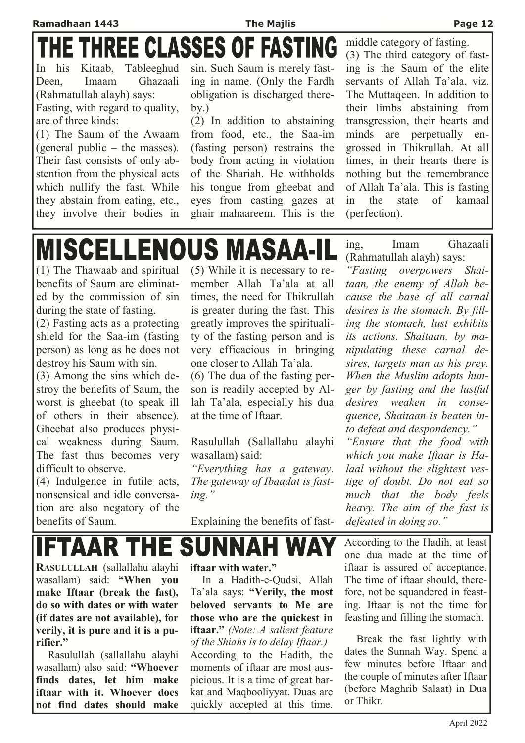# THE THREE CLASSES OF FASTING

In his Kitaab, Tableeghud Deen, Imaam Ghazaali (Rahmatullah alayh) says:

Fasting, with regard to quality, are of three kinds:

(1) The Saum of the Awaam (general public – the masses). Their fast consists of only abstention from the physical acts which nullify the fast. While they abstain from eating, etc., they involve their bodies in sin. Such Saum is merely fasting in name. (Only the Fardh obligation is discharged thereby.)

(2) In addition to abstaining from food, etc., the Saa-im (fasting person) restrains the body from acting in violation of the Shariah. He withholds his tongue from gheebat and eyes from casting gazes at ghair mahaareem. This is the middle category of fasting.

(3) The third category of fasting is the Saum of the elite servants of Allah Ta'ala, viz. The Muttaqeen. In addition to their limbs abstaining from transgression, their hearts and minds are perpetually engrossed in Thikrullah. At all times, in their hearts there is nothing but the remembrance of Allah Ta'ala. This is fasting in the state of kamaal (perfection).

# MISCELLENOUS MASAA-IL

(1) The Thawaab and spiritual benefits of Saum are eliminated by the commission of sin during the state of fasting.

(2) Fasting acts as a protecting shield for the Saa-im (fasting person) as long as he does not destroy his Saum with sin.

(3) Among the sins which destroy the benefits of Saum, the worst is gheebat (to speak ill of others in their absence). Gheebat also produces physical weakness during Saum. The fast thus becomes very difficult to observe.

(4) Indulgence in futile acts, nonsensical and idle conversation are also negatory of the benefits of Saum.

(5) While it is necessary to remember Allah Ta'ala at all times, the need for Thikrullah is greater during the fast. This greatly improves the spirituality of the fasting person and is very efficacious in bringing one closer to Allah Ta'ala.

(6) The dua of the fasting person is readily accepted by Allah Ta'ala, especially his dua at the time of Iftaar.

Rasulullah (Sallallahu alayhi wasallam) said:

*"Everything has a gateway. The gateway of Ibaadat is fasting."*

Explaining the benefits of fasting, Imam Ghazaali (Rahmatullah alayh) says:

*"Fasting overpowers Shaitaan, the enemy of Allah because the base of all carnal desires is the stomach. By filling the stomach, lust exhibits its actions. Shaitaan, by manipulating these carnal desires, targets man as his prey. When the Muslim adopts hunger by fasting and the lustful desires weaken in consequence, Shaitaan is beaten into defeat and despondency."*

*"Ensure that the food with which you make Iftaar is Halaal without the slightest vestige of doubt. Do not eat so much that the body feels heavy. The aim of the fast is defeated in doing so."*

# IFTAAR THE SUNNAH WAY

**RASULULLAH** (sallallahu alayhi wasallam) said: **"When you make Iftaar (break the fast), do so with dates or with water (if dates are not available), for verily, it is pure and it is a purifier."**

Rasulullah (sallallahu alayhi wasallam) also said: **"Whoever finds dates, let him make iftaar with it. Whoever does not find dates should make iftaar with water."**

In a Hadith-e-Qudsi, Allah Ta'ala says: **"Verily, the most beloved servants to Me are those who are the quickest in iftaar."** *(Note: A salient feature of the Shiahs is to delay Iftaar.)*

According to the Hadith, the moments of iftaar are most auspicious. It is a time of great barkat and Maqbooliyyat. Duas are quickly accepted at this time. According to the Hadih, at least one dua made at the time of iftaar is assured of acceptance. The time of iftaar should, therefore, not be squandered in feasting. Iftaar is not the time for feasting and filling the stomach.

Break the fast lightly with dates the Sunnah Way. Spend a few minutes before Iftaar and the couple of minutes after Iftaar (before Maghrib Salaat) in Dua or Thikr.